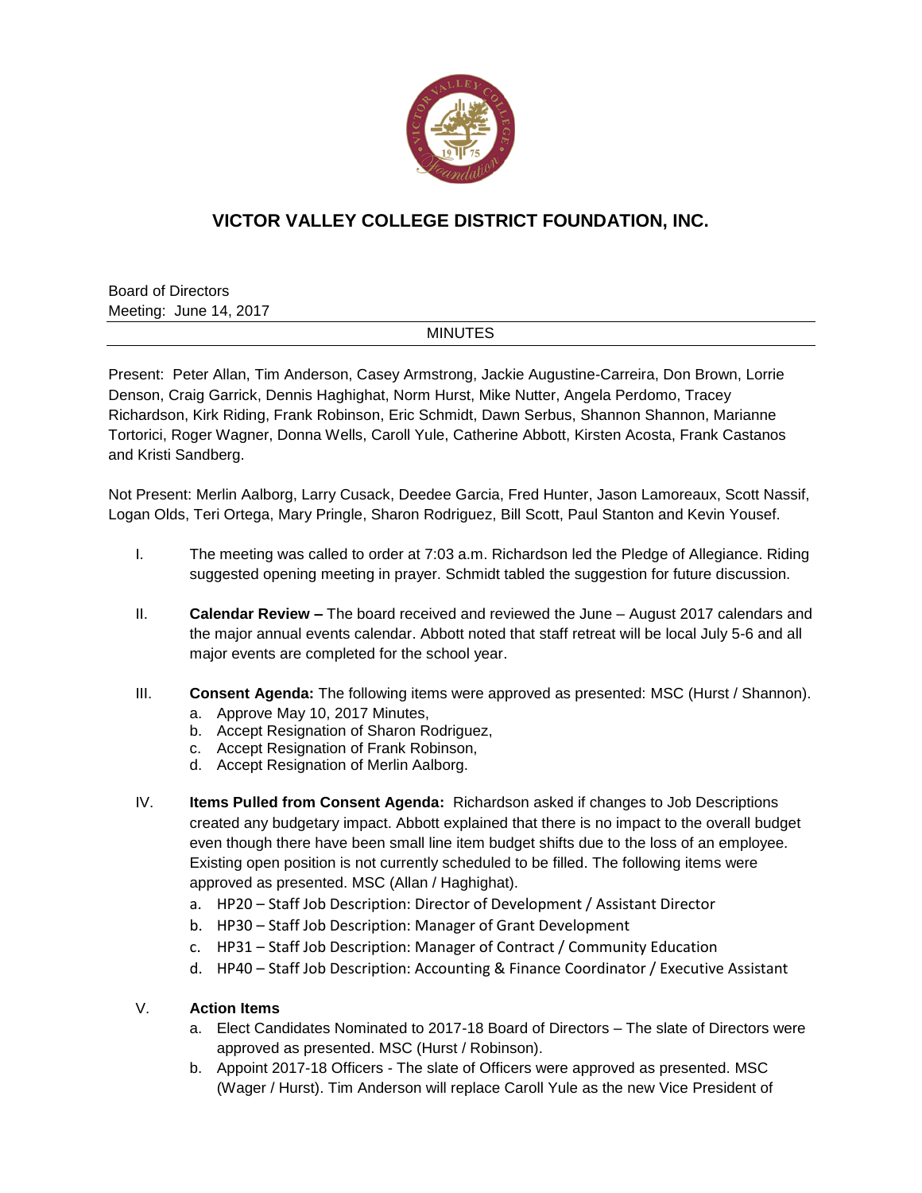# VICTOR VALLEY COLLEGE DISTRICT FOUNDATION, INC.

Board of Directors
Meeting: June 14, 2017

MINUTES

Present: Peter Allan, Tim Anderson, Casey Armstrong, Jackie Augustine-Carreira, Don Brown, Lorrie Denson, Craig Garrick, Dennis Haghighat, Norm Hurst, Mike Nutter, Angela Perdomo, Tracey Richardson, Kirk Riding, Frank Robinson, Eric Schmidt, Dawn Serbus, Shannon Shannon, Marianne Tortorici, Roger Wagner, Donna Wells, Caroll Yule, Catherine Abbott, Kirsten Acosta, Frank Castanos and Kristi Sandberg.

Not Present: Merlin Aalborg, Larry Cusack, Deedee Garcia, Fred Hunter, Jason Lamoreaux, Scott Nassif, Logan Olds, Teri Ortega, Mary Pringle, Sharon Rodriguez, Bill Scott, Paul Stanton and Kevin Yousef.

I. The meeting was called to order at 7:03 a.m. Richardson led the Pledge of Allegiance. Riding suggested opening meeting in prayer. Schmidt tabled the suggestion for future discussion.

II. **Calendar Review –** The board received and reviewed the June – August 2017 calendars and the major annual events calendar. Abbott noted that staff retreat will be local July 5-6 and all major events are completed for the school year.

III. **Consent Agenda:** The following items were approved as presented: MSC (Hurst / Shannon).
   a. Approve May 10, 2017 Minutes,
   b. Accept Resignation of Sharon Rodriguez,
   c. Accept Resignation of Frank Robinson,
   d. Accept Resignation of Merlin Aalborg.

IV. **Items Pulled from Consent Agenda:** Richardson asked if changes to Job Descriptions created any budgetary impact. Abbott explained that there is no impact to the overall budget even though there have been small line item budget shifts due to the loss of an employee. Existing open position is not currently scheduled to be filled. The following items were approved as presented. MSC (Allan / Haghighat).
   a. HP20 – Staff Job Description: Director of Development / Assistant Director
   b. HP30 – Staff Job Description: Manager of Grant Development
   c. HP31 – Staff Job Description: Manager of Contract / Community Education
   d. HP40 – Staff Job Description: Accounting & Finance Coordinator / Executive Assistant

V. **Action Items**
   a. Elect Candidates Nominated to 2017-18 Board of Directors – The slate of Directors were approved as presented. MSC (Hurst / Robinson).
   b. Appoint 2017-18 Officers - The slate of Officers were approved as presented. MSC (Wager / Hurst). Tim Anderson will replace Caroll Yule as the new Vice President of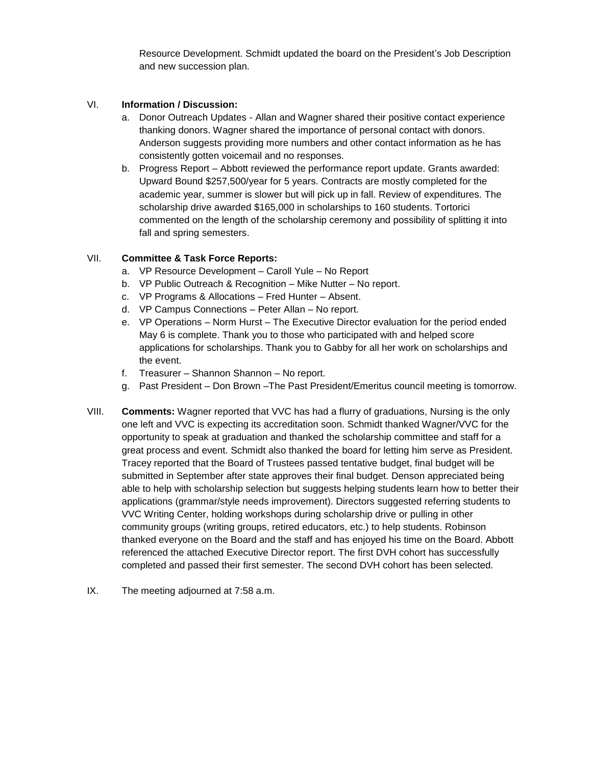Resource Development. Schmidt updated the board on the President's Job Description and new succession plan.

VI. **Information / Discussion:**

a. Donor Outreach Updates - Allan and Wagner shared their positive contact experience thanking donors. Wagner shared the importance of personal contact with donors. Anderson suggests providing more numbers and other contact information as he has consistently gotten voicemail and no responses.

b. Progress Report – Abbott reviewed the performance report update. Grants awarded: Upward Bound $257,500/year for 5 years. Contracts are mostly completed for the academic year, summer is slower but will pick up in fall. Review of expenditures. The scholarship drive awarded $165,000 in scholarships to 160 students. Tortorici commented on the length of the scholarship ceremony and possibility of splitting it into fall and spring semesters.

VII. **Committee & Task Force Reports:**

a. VP Resource Development – Caroll Yule – No Report
b. VP Public Outreach & Recognition – Mike Nutter – No report.
c. VP Programs & Allocations – Fred Hunter – Absent.
d. VP Campus Connections – Peter Allan – No report.
e. VP Operations – Norm Hurst – The Executive Director evaluation for the period ended May 6 is complete. Thank you to those who participated with and helped score applications for scholarships. Thank you to Gabby for all her work on scholarships and the event.
f. Treasurer – Shannon Shannon – No report.
g. Past President – Don Brown –The Past President/Emeritus council meeting is tomorrow.

VIII. **Comments:** Wagner reported that VVC has had a flurry of graduations, Nursing is the only one left and VVC is expecting its accreditation soon. Schmidt thanked Wagner/VVC for the opportunity to speak at graduation and thanked the scholarship committee and staff for a great process and event. Schmidt also thanked the board for letting him serve as President. Tracey reported that the Board of Trustees passed tentative budget, final budget will be submitted in September after state approves their final budget. Denson appreciated being able to help with scholarship selection but suggests helping students learn how to better their applications (grammar/style needs improvement). Directors suggested referring students to VVC Writing Center, holding workshops during scholarship drive or pulling in other community groups (writing groups, retired educators, etc.) to help students. Robinson thanked everyone on the Board and the staff and has enjoyed his time on the Board. Abbott referenced the attached Executive Director report. The first DVH cohort has successfully completed and passed their first semester. The second DVH cohort has been selected.

IX. The meeting adjourned at 7:58 a.m.